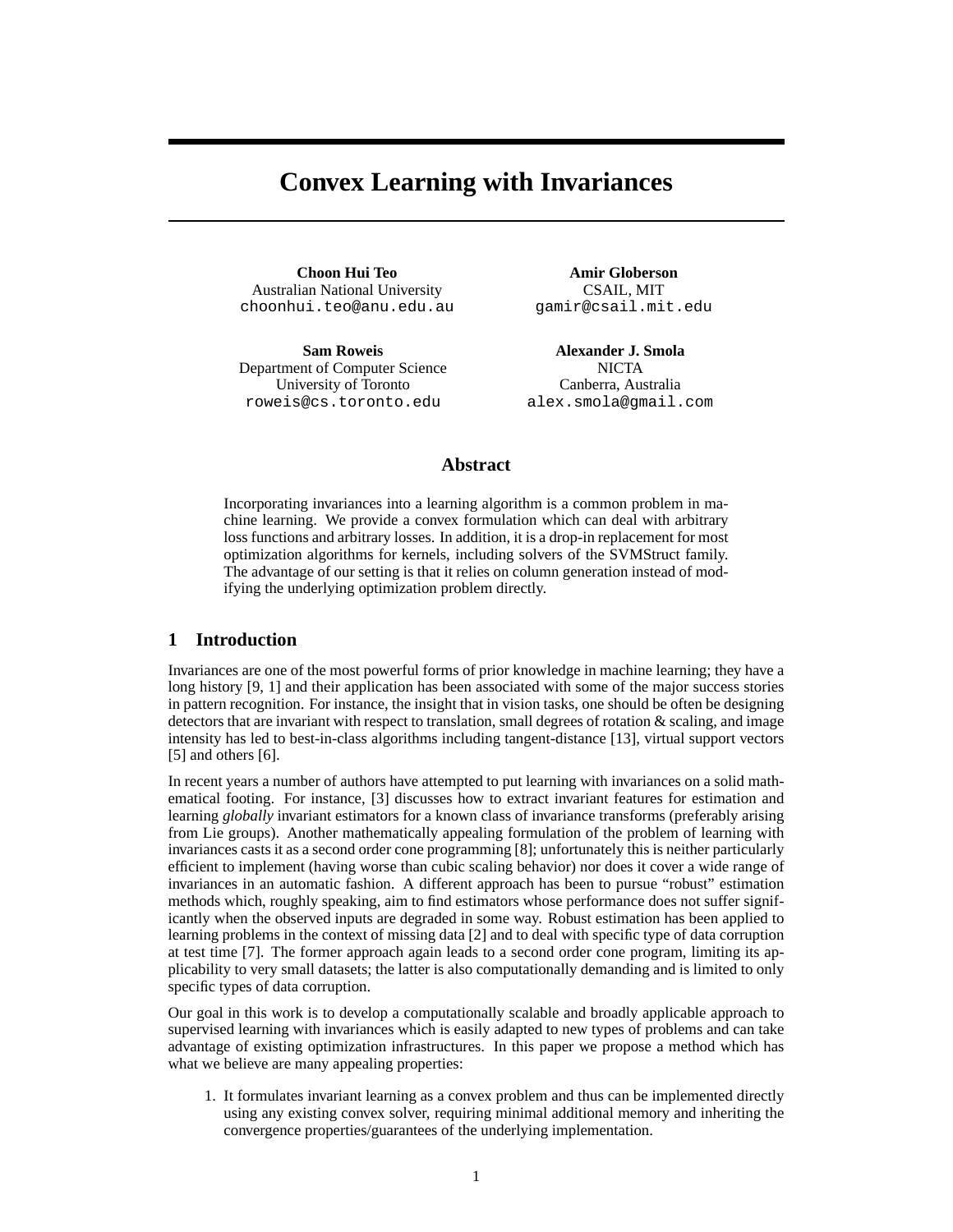# Convex Learning with Invariances

**Choon Hui Teo**
Australian National University
choonhui.teo@anu.edu.au

**Amir Globerson**
CSAIL, MIT
gamir@csail.mit.edu

**Sam Roweis**
Department of Computer Science
University of Toronto
roweis@cs.toronto.edu

**Alexander J. Smola**
NICTA
Canberra, Australia
alex.smola@gmail.com

## Abstract

Incorporating invariances into a learning algorithm is a common problem in machine learning. We provide a convex formulation which can deal with arbitrary loss functions and arbitrary losses. In addition, it is a drop-in replacement for most optimization algorithms for kernels, including solvers of the SVMStruct family. The advantage of our setting is that it relies on column generation instead of modifying the underlying optimization problem directly.

## 1 Introduction

Invariances are one of the most powerful forms of prior knowledge in machine learning; they have a long history [9, 1] and their application has been associated with some of the major success stories in pattern recognition. For instance, the insight that in vision tasks, one should be often be designing detectors that are invariant with respect to translation, small degrees of rotation & scaling, and image intensity has led to best-in-class algorithms including tangent-distance [13], virtual support vectors [5] and others [6].

In recent years a number of authors have attempted to put learning with invariances on a solid mathematical footing. For instance, [3] discusses how to extract invariant features for estimation and learning *globally* invariant estimators for a known class of invariance transforms (preferably arising from Lie groups). Another mathematically appealing formulation of the problem of learning with invariances casts it as a second order cone programming [8]; unfortunately this is neither particularly efficient to implement (having worse than cubic scaling behavior) nor does it cover a wide range of invariances in an automatic fashion. A different approach has been to pursue "robust" estimation methods which, roughly speaking, aim to find estimators whose performance does not suffer significantly when the observed inputs are degraded in some way. Robust estimation has been applied to learning problems in the context of missing data [2] and to deal with specific type of data corruption at test time [7]. The former approach again leads to a second order cone program, limiting its applicability to very small datasets; the latter is also computationally demanding and is limited to only specific types of data corruption.

Our goal in this work is to develop a computationally scalable and broadly applicable approach to supervised learning with invariances which is easily adapted to new types of problems and can take advantage of existing optimization infrastructures. In this paper we propose a method which has what we believe are many appealing properties:

1. It formulates invariant learning as a convex problem and thus can be implemented directly using any existing convex solver, requiring minimal additional memory and inheriting the convergence properties/guarantees of the underlying implementation.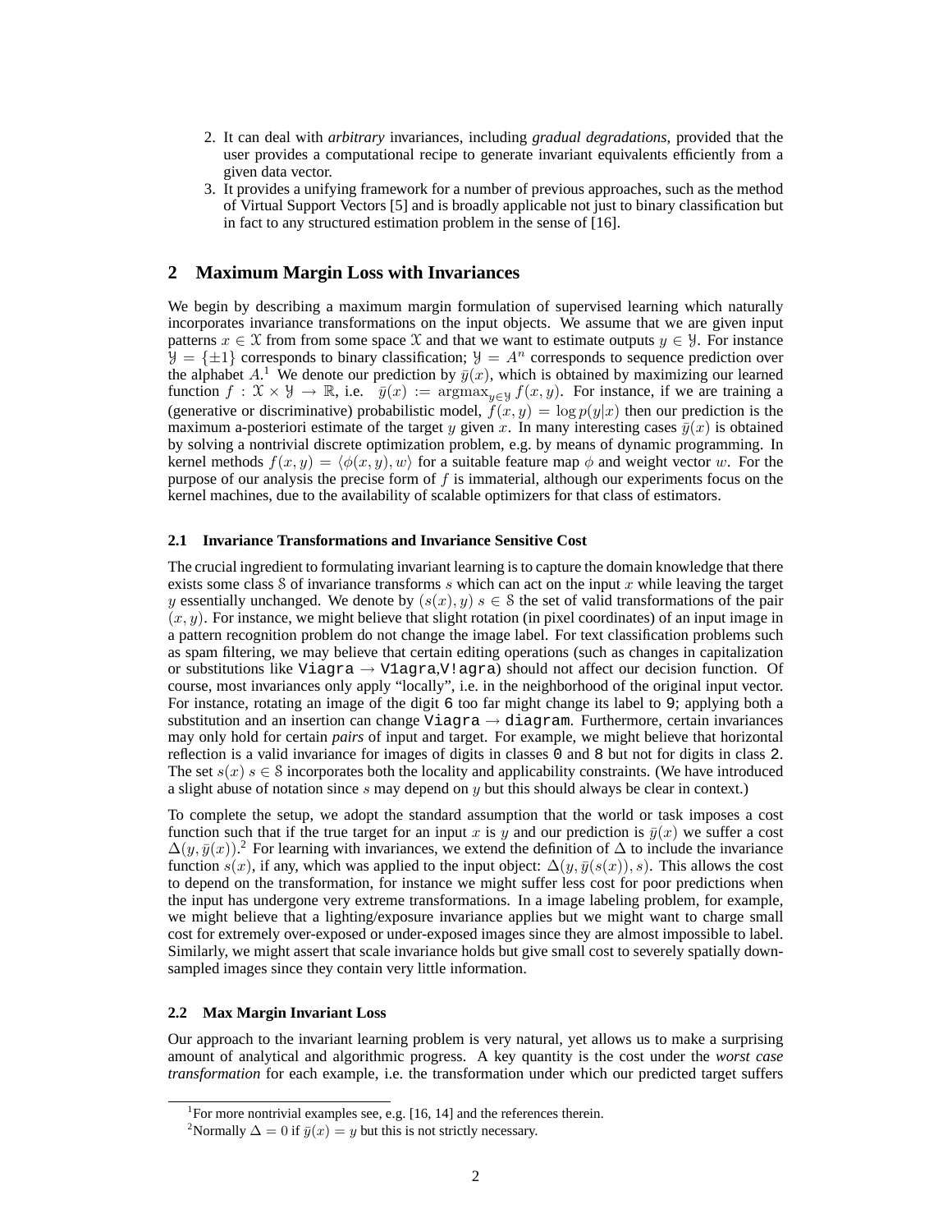2. It can deal with *arbitrary* invariances, including *gradual degradations*, provided that the user provides a computational recipe to generate invariant equivalents efficiently from a given data vector.
3. It provides a unifying framework for a number of previous approaches, such as the method of Virtual Support Vectors [5] and is broadly applicable not just to binary classification but in fact to any structured estimation problem in the sense of [16].

## 2 Maximum Margin Loss with Invariances

We begin by describing a maximum margin formulation of supervised learning which naturally incorporates invariance transformations on the input objects. We assume that we are given input patterns $x \in \mathcal{X}$ from from some space $\mathcal{X}$ and that we want to estimate outputs $y \in \mathcal{Y}$. For instance $\mathcal{Y} = \{\pm 1\}$ corresponds to binary classification; $\mathcal{Y} = A^n$ corresponds to sequence prediction over the alphabet $A$.[1] We denote our prediction by $\bar{y}(x)$, which is obtained by maximizing our learned function $f : \mathcal{X} \times \mathcal{Y} \to \mathbb{R}$, i.e. $\bar{y}(x) := \operatorname{argmax}_{y \in \mathcal{Y}} f(x, y)$. For instance, if we are training a (generative or discriminative) probabilistic model, $f(x, y) = \log p(y|x)$ then our prediction is the maximum a-posteriori estimate of the target $y$ given $x$. In many interesting cases $\bar{y}(x)$ is obtained by solving a nontrivial discrete optimization problem, e.g. by means of dynamic programming. In kernel methods $f(x, y) = \langle \phi(x, y), w \rangle$ for a suitable feature map $\phi$ and weight vector $w$. For the purpose of our analysis the precise form of $f$ is immaterial, although our experiments focus on the kernel machines, due to the availability of scalable optimizers for that class of estimators.

### 2.1 Invariance Transformations and Invariance Sensitive Cost

The crucial ingredient to formulating invariant learning is to capture the domain knowledge that there exists some class $\mathcal{S}$ of invariance transforms $s$ which can act on the input $x$ while leaving the target $y$ essentially unchanged. We denote by $(s(x), y)$ $s \in \mathcal{S}$ the set of valid transformations of the pair $(x, y)$. For instance, we might believe that slight rotation (in pixel coordinates) of an input image in a pattern recognition problem do not change the image label. For text classification problems such as spam filtering, we may believe that certain editing operations (such as changes in capitalization or substitutions like `Viagra` $\to$ `V1agra`,`V!agra`) should not affect our decision function. Of course, most invariances only apply "locally", i.e. in the neighborhood of the original input vector. For instance, rotating an image of the digit `6` too far might change its label to `9`; applying both a substitution and an insertion can change `Viagra` $\to$ `diagram`. Furthermore, certain invariances may only hold for certain *pairs* of input and target. For example, we might believe that horizontal reflection is a valid invariance for images of digits in classes `0` and `8` but not for digits in class `2`. The set $s(x)$ $s \in \mathcal{S}$ incorporates both the locality and applicability constraints. (We have introduced a slight abuse of notation since $s$ may depend on $y$ but this should always be clear in context.)

To complete the setup, we adopt the standard assumption that the world or task imposes a cost function such that if the true target for an input $x$ is $y$ and our prediction is $\bar{y}(x)$ we suffer a cost $\Delta(y, \bar{y}(x))$.[2] For learning with invariances, we extend the definition of $\Delta$ to include the invariance function $s(x)$, if any, which was applied to the input object: $\Delta(y, \bar{y}(s(x)), s)$. This allows the cost to depend on the transformation, for instance we might suffer less cost for poor predictions when the input has undergone very extreme transformations. In a image labeling problem, for example, we might believe that a lighting/exposure invariance applies but we might want to charge small cost for extremely over-exposed or under-exposed images since they are almost impossible to label. Similarly, we might assert that scale invariance holds but give small cost to severely spatially down-sampled images since they contain very little information.

### 2.2 Max Margin Invariant Loss

Our approach to the invariant learning problem is very natural, yet allows us to make a surprising amount of analytical and algorithmic progress. A key quantity is the cost under the *worst case transformation* for each example, i.e. the transformation under which our predicted target suffers

---

[1] For more nontrivial examples see, e.g. [16, 14] and the references therein.

[2] Normally $\Delta = 0$ if $\bar{y}(x) = y$ but this is not strictly necessary.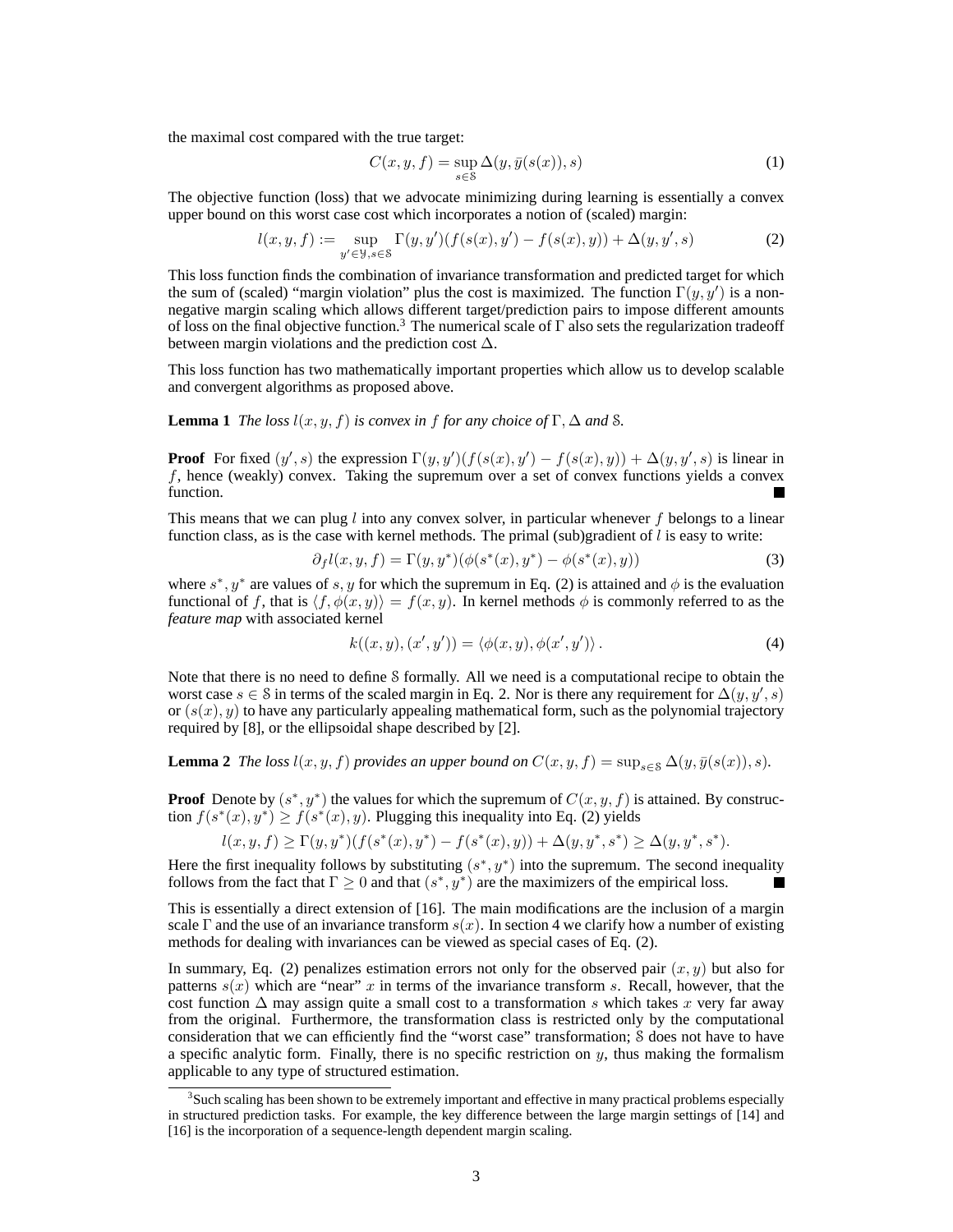the maximal cost compared with the true target:

$$C(x, y, f) = \sup_{s \in \mathcal{S}} \Delta(y, \bar{y}(s(x)), s) \tag{1}$$

The objective function (loss) that we advocate minimizing during learning is essentially a convex upper bound on this worst case cost which incorporates a notion of (scaled) margin:

$$l(x, y, f) := \sup_{y' \in \mathcal{Y}, s \in \mathcal{S}} \Gamma(y, y')(f(s(x), y') - f(s(x), y)) + \Delta(y, y', s) \tag{2}$$

This loss function finds the combination of invariance transformation and predicted target for which the sum of (scaled) "margin violation" plus the cost is maximized. The function $\Gamma(y, y')$ is a non-negative margin scaling which allows different target/prediction pairs to impose different amounts of loss on the final objective function.[3] The numerical scale of $\Gamma$ also sets the regularization tradeoff between margin violations and the prediction cost $\Delta$.

This loss function has two mathematically important properties which allow us to develop scalable and convergent algorithms as proposed above.

**Lemma 1** *The loss $l(x, y, f)$ is convex in $f$ for any choice of $\Gamma, \Delta$ and $\mathcal{S}$.*

**Proof** For fixed $(y', s)$ the expression $\Gamma(y, y')(f(s(x), y') - f(s(x), y)) + \Delta(y, y', s)$ is linear in $f$, hence (weakly) convex. Taking the supremum over a set of convex functions yields a convex function. ∎

This means that we can plug $l$ into any convex solver, in particular whenever $f$ belongs to a linear function class, as is the case with kernel methods. The primal (sub)gradient of $l$ is easy to write:

$$\partial_f l(x, y, f) = \Gamma(y, y^*)(\phi(s^*(x), y^*) - \phi(s^*(x), y)) \tag{3}$$

where $s^*, y^*$ are values of $s, y$ for which the supremum in Eq. (2) is attained and $\phi$ is the evaluation functional of $f$, that is $\langle f, \phi(x, y) \rangle = f(x, y)$. In kernel methods $\phi$ is commonly referred to as the *feature map* with associated kernel

$$k((x, y), (x', y')) = \langle \phi(x, y), \phi(x', y') \rangle . \tag{4}$$

Note that there is no need to define $\mathcal{S}$ formally. All we need is a computational recipe to obtain the worst case $s \in \mathcal{S}$ in terms of the scaled margin in Eq. 2. Nor is there any requirement for $\Delta(y, y', s)$ or $(s(x), y)$ to have any particularly appealing mathematical form, such as the polynomial trajectory required by [8], or the ellipsoidal shape described by [2].

**Lemma 2** *The loss $l(x, y, f)$ provides an upper bound on $C(x, y, f) = \sup_{s \in \mathcal{S}} \Delta(y, \bar{y}(s(x)), s)$.*

**Proof** Denote by $(s^*, y^*)$ the values for which the supremum of $C(x, y, f)$ is attained. By construction $f(s^*(x), y^*) \geq f(s^*(x), y)$. Plugging this inequality into Eq. (2) yields

$$l(x, y, f) \geq \Gamma(y, y^*)(f(s^*(x), y^*) - f(s^*(x), y)) + \Delta(y, y^*, s^*) \geq \Delta(y, y^*, s^*).$$

Here the first inequality follows by substituting $(s^*, y^*)$ into the supremum. The second inequality follows from the fact that $\Gamma \geq 0$ and that $(s^*, y^*)$ are the maximizers of the empirical loss. ∎

This is essentially a direct extension of [16]. The main modifications are the inclusion of a margin scale $\Gamma$ and the use of an invariance transform $s(x)$. In section 4 we clarify how a number of existing methods for dealing with invariances can be viewed as special cases of Eq. (2).

In summary, Eq. (2) penalizes estimation errors not only for the observed pair $(x, y)$ but also for patterns $s(x)$ which are "near" $x$ in terms of the invariance transform $s$. Recall, however, that the cost function $\Delta$ may assign quite a small cost to a transformation $s$ which takes $x$ very far away from the original. Furthermore, the transformation class is restricted only by the computational consideration that we can efficiently find the "worst case" transformation; $\mathcal{S}$ does not have to have a specific analytic form. Finally, there is no specific restriction on $y$, thus making the formalism applicable to any type of structured estimation.

[3] Such scaling has been shown to be extremely important and effective in many practical problems especially in structured prediction tasks. For example, the key difference between the large margin settings of [14] and [16] is the incorporation of a sequence-length dependent margin scaling.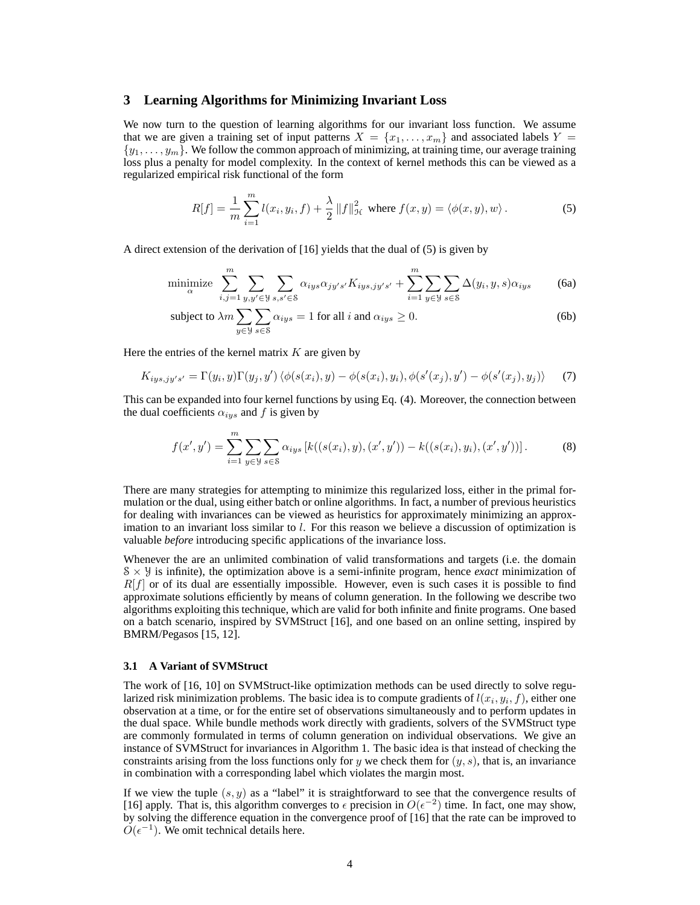## 3 Learning Algorithms for Minimizing Invariant Loss

We now turn to the question of learning algorithms for our invariant loss function. We assume that we are given a training set of input patterns $X = \{x_1, \ldots, x_m\}$ and associated labels $Y = \{y_1, \ldots, y_m\}$. We follow the common approach of minimizing, at training time, our average training loss plus a penalty for model complexity. In the context of kernel methods this can be viewed as a regularized empirical risk functional of the form

$$R[f] = \frac{1}{m}\sum_{i=1}^{m} l(x_i, y_i, f) + \frac{\lambda}{2}\|f\|_{\mathcal{H}}^2 \text{ where } f(x,y) = \langle \phi(x,y), w \rangle . \tag{5}$$

A direct extension of the derivation of [16] yields that the dual of (5) is given by

$$\underset{\alpha}{\text{minimize}} \sum_{i,j=1}^{m} \sum_{y,y' \in \mathcal{Y}} \sum_{s,s' \in \mathcal{S}} \alpha_{iys}\alpha_{jy's'} K_{iys,jy's'} + \sum_{i=1}^{m} \sum_{y \in \mathcal{Y}} \sum_{s \in \mathcal{S}} \Delta(y_i, y, s)\alpha_{iys} \tag{6a}$$

$$\text{subject to } \lambda m \sum_{y \in \mathcal{Y}} \sum_{s \in \mathcal{S}} \alpha_{iys} = 1 \text{ for all } i \text{ and } \alpha_{iys} \geq 0. \tag{6b}$$

Here the entries of the kernel matrix $K$ are given by

$$K_{iys,jy's'} = \Gamma(y_i, y)\Gamma(y_j, y') \langle \phi(s(x_i), y) - \phi(s(x_i), y_i), \phi(s'(x_j), y') - \phi(s'(x_j), y_j) \rangle \tag{7}$$

This can be expanded into four kernel functions by using Eq. (4). Moreover, the connection between the dual coefficients $\alpha_{iys}$ and $f$ is given by

$$f(x', y') = \sum_{i=1}^{m} \sum_{y \in \mathcal{Y}} \sum_{s \in \mathcal{S}} \alpha_{iys} \left[ k((s(x_i), y), (x', y')) - k((s(x_i), y_i), (x', y')) \right]. \tag{8}$$

There are many strategies for attempting to minimize this regularized loss, either in the primal formulation or the dual, using either batch or online algorithms. In fact, a number of previous heuristics for dealing with invariances can be viewed as heuristics for approximately minimizing an approximation to an invariant loss similar to $l$. For this reason we believe a discussion of optimization is valuable *before* introducing specific applications of the invariance loss.

Whenever the are an unlimited combination of valid transformations and targets (i.e. the domain $\mathcal{S} \times \mathcal{Y}$ is infinite), the optimization above is a semi-infinite program, hence *exact* minimization of $R[f]$ or of its dual are essentially impossible. However, even is such cases it is possible to find approximate solutions efficiently by means of column generation. In the following we describe two algorithms exploiting this technique, which are valid for both infinite and finite programs. One based on a batch scenario, inspired by SVMStruct [16], and one based on an online setting, inspired by BMRM/Pegasos [15, 12].

### 3.1 A Variant of SVMStruct

The work of [16, 10] on SVMStruct-like optimization methods can be used directly to solve regularized risk minimization problems. The basic idea is to compute gradients of $l(x_i, y_i, f)$, either one observation at a time, or for the entire set of observations simultaneously and to perform updates in the dual space. While bundle methods work directly with gradients, solvers of the SVMStruct type are commonly formulated in terms of column generation on individual observations. We give an instance of SVMStruct for invariances in Algorithm 1. The basic idea is that instead of checking the constraints arising from the loss functions only for $y$ we check them for $(y, s)$, that is, an invariance in combination with a corresponding label which violates the margin most.

If we view the tuple $(s, y)$ as a "label" it is straightforward to see that the convergence results of [16] apply. That is, this algorithm converges to $\epsilon$ precision in $O(\epsilon^{-2})$ time. In fact, one may show, by solving the difference equation in the convergence proof of [16] that the rate can be improved to $O(\epsilon^{-1})$. We omit technical details here.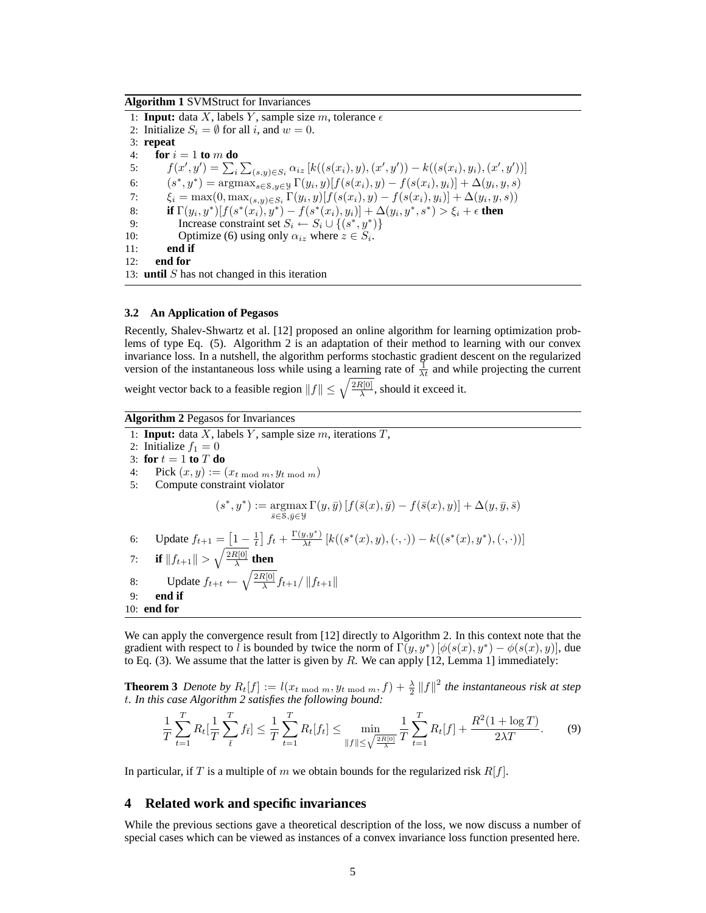**Algorithm 1** SVMStruct for Invariances

```
1: Input: data X, labels Y, sample size m, tolerance ε
2: Initialize S_i = ∅ for all i, and w = 0.
3: repeat
4:    for i = 1 to m do
5:       f(x', y') = Σ_i Σ_{(s,y)∈S_i} α_iz [k((s(x_i), y), (x', y')) − k((s(x_i), y_i), (x', y'))]
6:       (s*, y*) = argmax_{s∈S, y∈Y} Γ(y_i, y)[f(s(x_i), y) − f(s(x_i), y_i)] + Δ(y_i, y, s)
7:       ξ_i = max(0, max_{(s,y)∈S_i} Γ(y_i, y)[f(s(x_i), y) − f(s(x_i), y_i)] + Δ(y_i, y, s))
8:       if Γ(y_i, y*)[f(s*(x_i), y*) − f(s*(x_i), y_i)] + Δ(y_i, y*, s*) > ξ_i + ε then
9:          Increase constraint set S_i ← S_i ∪ {(s*, y*)}
10:         Optimize (6) using only α_iz where z ∈ S_i.
11:      end if
12:   end for
13: until S has not changed in this iteration
```

### 3.2 An Application of Pegasos

Recently, Shalev-Shwartz et al. [12] proposed an online algorithm for learning optimization problems of type Eq. (5). Algorithm 2 is an adaptation of their method to learning with our convex invariance loss. In a nutshell, the algorithm performs stochastic gradient descent on the regularized version of the instantaneous loss while using a learning rate of $\frac{1}{\lambda t}$ and while projecting the current weight vector back to a feasible region $\|f\| \leq \sqrt{\frac{2R[0]}{\lambda}}$, should it exceed it.

**Algorithm 2** Pegasos for Invariances

1: **Input:** data $X$, labels $Y$, sample size $m$, iterations $T$,

2: Initialize $f_1 = 0$

3: **for** $t = 1$ **to** $T$ **do**

4: Pick $(x, y) := (x_{t \bmod m}, y_{t \bmod m})$

5: Compute constraint violator

$$(s^*, y^*) := \operatorname*{argmax}_{\bar{s} \in \mathcal{S}, \bar{y} \in \mathcal{Y}} \Gamma(y, \bar{y}) \left[ f(\bar{s}(x), \bar{y}) - f(\bar{s}(x), y) \right] + \Delta(y, \bar{y}, \bar{s})$$

6: Update $f_{t+1} = \left[1 - \frac{1}{t}\right] f_t + \frac{\Gamma(y,y^*)}{\lambda t} \left[ k((s^*(x), y), (\cdot, \cdot)) - k((s^*(x), y^*), (\cdot, \cdot)) \right]$

7: **if** $\|f_{t+1}\| > \sqrt{\frac{2R[0]}{\lambda}}$ **then**

8: Update $f_{t+t} \leftarrow \sqrt{\frac{2R[0]}{\lambda}} f_{t+1} / \|f_{t+1}\|$

9: **end if**

10: **end for**

We can apply the convergence result from [12] directly to Algorithm 2. In this context note that the gradient with respect to $l$ is bounded by twice the norm of $\Gamma(y, y^*) \left[ \phi(s(x), y^*) - \phi(s(x), y) \right]$, due to Eq. (3). We assume that the latter is given by $R$. We can apply [12, Lemma 1] immediately:

**Theorem 3** *Denote by $R_t[f] := l(x_{t \bmod m}, y_{t \bmod m}, f) + \frac{\lambda}{2} \|f\|^2$ the instantaneous risk at step $t$. In this case Algorithm 2 satisfies the following bound:*

$$\frac{1}{T} \sum_{t=1}^{T} R_t[\frac{1}{T} \sum_{\bar{t}}^{T} f_{\bar{t}}] \leq \frac{1}{T} \sum_{t=1}^{T} R_t[f_t] \leq \min_{\|f\| \leq \sqrt{\frac{2R[0]}{\lambda}}} \frac{1}{T} \sum_{t=1}^{T} R_t[f] + \frac{R^2(1 + \log T)}{2\lambda T}. \tag{9}$$

In particular, if $T$ is a multiple of $m$ we obtain bounds for the regularized risk $R[f]$.

## 4 Related work and specific invariances

While the previous sections gave a theoretical description of the loss, we now discuss a number of special cases which can be viewed as instances of a convex invariance loss function presented here.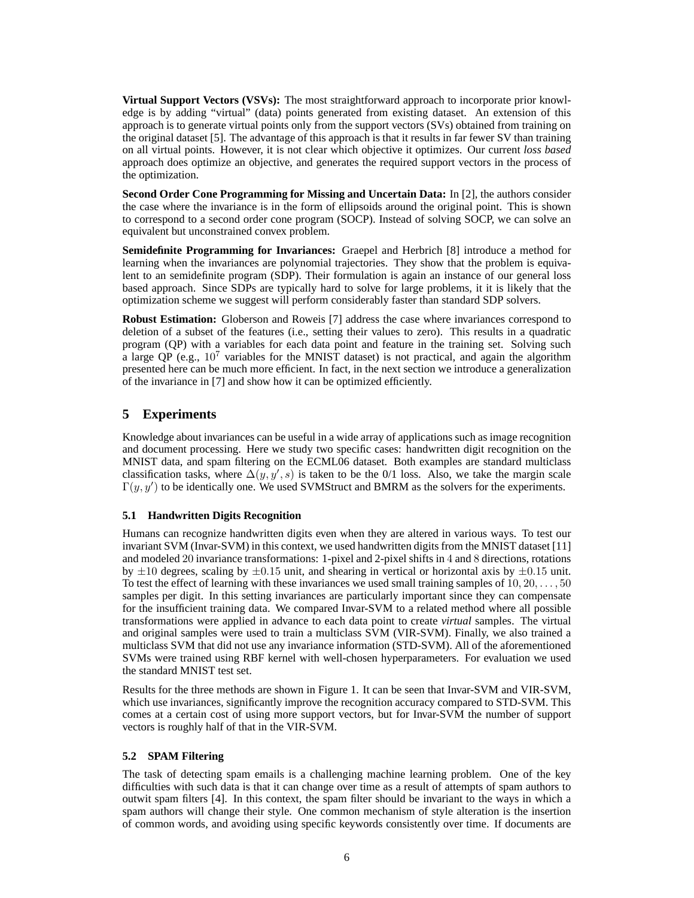**Virtual Support Vectors (VSVs):** The most straightforward approach to incorporate prior knowledge is by adding "virtual" (data) points generated from existing dataset. An extension of this approach is to generate virtual points only from the support vectors (SVs) obtained from training on the original dataset [5]. The advantage of this approach is that it results in far fewer SV than training on all virtual points. However, it is not clear which objective it optimizes. Our current *loss based* approach does optimize an objective, and generates the required support vectors in the process of the optimization.

**Second Order Cone Programming for Missing and Uncertain Data:** In [2], the authors consider the case where the invariance is in the form of ellipsoids around the original point. This is shown to correspond to a second order cone program (SOCP). Instead of solving SOCP, we can solve an equivalent but unconstrained convex problem.

**Semidefinite Programming for Invariances:** Graepel and Herbrich [8] introduce a method for learning when the invariances are polynomial trajectories. They show that the problem is equivalent to an semidefinite program (SDP). Their formulation is again an instance of our general loss based approach. Since SDPs are typically hard to solve for large problems, it is likely that the optimization scheme we suggest will perform considerably faster than standard SDP solvers.

**Robust Estimation:** Globerson and Roweis [7] address the case where invariances correspond to deletion of a subset of the features (i.e., setting their values to zero). This results in a quadratic program (QP) with a variables for each data point and feature in the training set. Solving such a large QP (e.g., $10^7$ variables for the MNIST dataset) is not practical, and again the algorithm presented here can be much more efficient. In fact, in the next section we introduce a generalization of the invariance in [7] and show how it can be optimized efficiently.

## 5 Experiments

Knowledge about invariances can be useful in a wide array of applications such as image recognition and document processing. Here we study two specific cases: handwritten digit recognition on the MNIST data, and spam filtering on the ECML06 dataset. Both examples are standard multiclass classification tasks, where $\Delta(y, y', s)$ is taken to be the 0/1 loss. Also, we take the margin scale $\Gamma(y, y')$ to be identically one. We used SVMStruct and BMRM as the solvers for the experiments.

### 5.1 Handwritten Digits Recognition

Humans can recognize handwritten digits even when they are altered in various ways. To test our invariant SVM (Invar-SVM) in this context, we used handwritten digits from the MNIST dataset [11] and modeled $20$ invariance transformations: 1-pixel and 2-pixel shifts in $4$ and $8$ directions, rotations by $\pm 10$ degrees, scaling by $\pm 0.15$ unit, and shearing in vertical or horizontal axis by $\pm 0.15$ unit. To test the effect of learning with these invariances we used small training samples of $10, 20, \ldots, 50$ samples per digit. In this setting invariances are particularly important since they can compensate for the insufficient training data. We compared Invar-SVM to a related method where all possible transformations were applied in advance to each data point to create *virtual* samples. The virtual and original samples were used to train a multiclass SVM (VIR-SVM). Finally, we also trained a multiclass SVM that did not use any invariance information (STD-SVM). All of the aforementioned SVMs were trained using RBF kernel with well-chosen hyperparameters. For evaluation we used the standard MNIST test set.

Results for the three methods are shown in Figure 1. It can be seen that Invar-SVM and VIR-SVM, which use invariances, significantly improve the recognition accuracy compared to STD-SVM. This comes at a certain cost of using more support vectors, but for Invar-SVM the number of support vectors is roughly half of that in the VIR-SVM.

### 5.2 SPAM Filtering

The task of detecting spam emails is a challenging machine learning problem. One of the key difficulties with such data is that it can change over time as a result of attempts of spam authors to outwit spam filters [4]. In this context, the spam filter should be invariant to the ways in which a spam authors will change their style. One common mechanism of style alteration is the insertion of common words, and avoiding using specific keywords consistently over time. If documents are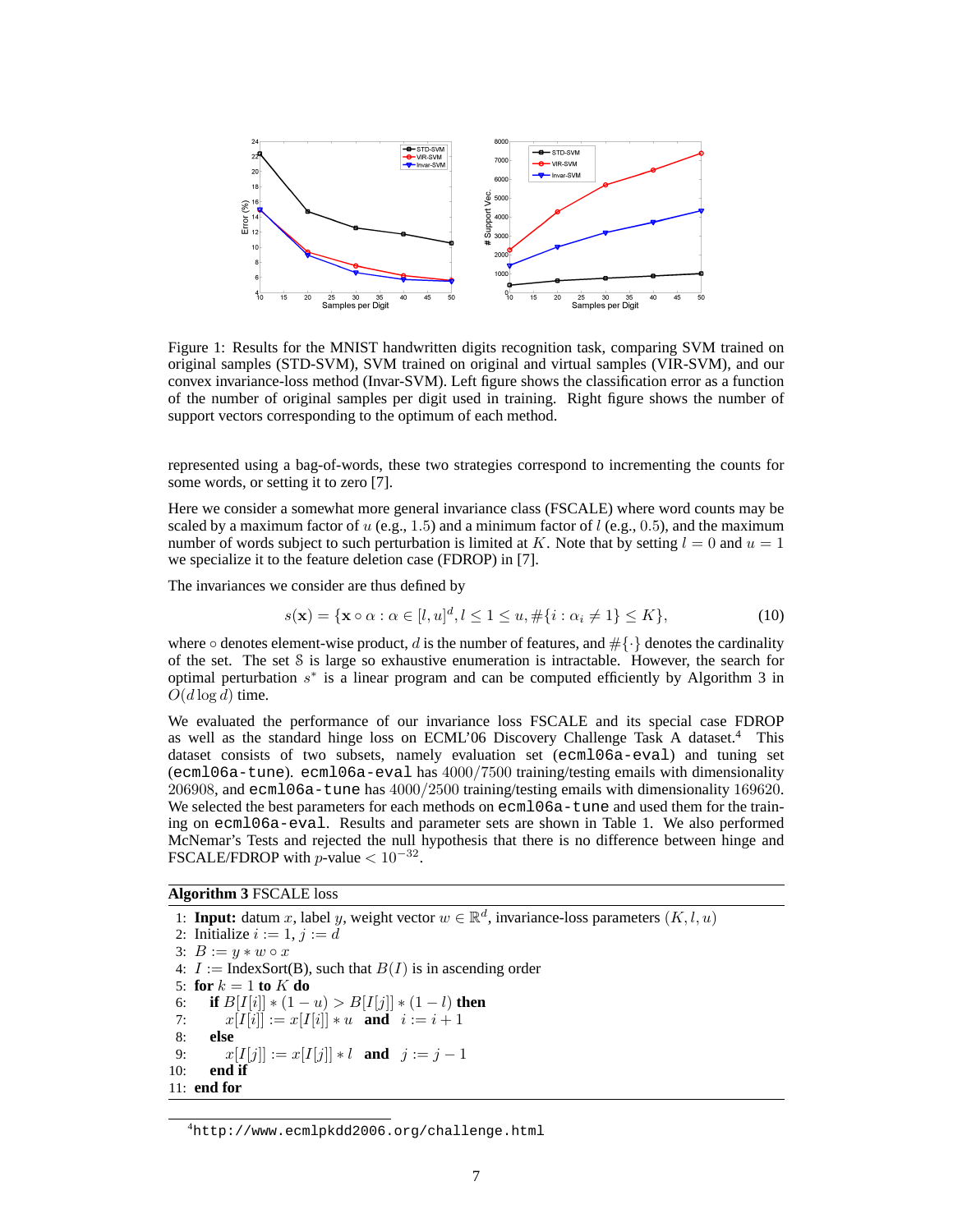Figure 1: Results for the MNIST handwritten digits recognition task, comparing SVM trained on original samples (STD-SVM), SVM trained on original and virtual samples (VIR-SVM), and our convex invariance-loss method (Invar-SVM). Left figure shows the classification error as a function of the number of original samples per digit used in training. Right figure shows the number of support vectors corresponding to the optimum of each method.

represented using a bag-of-words, these two strategies correspond to incrementing the counts for some words, or setting it to zero [7].

Here we consider a somewhat more general invariance class (FSCALE) where word counts may be scaled by a maximum factor of $u$ (e.g., $1.5$) and a minimum factor of $l$ (e.g., $0.5$), and the maximum number of words subject to such perturbation is limited at $K$. Note that by setting $l = 0$ and $u = 1$ we specialize it to the feature deletion case (FDROP) in [7].

The invariances we consider are thus defined by

$$s(\mathbf{x}) = \{\mathbf{x} \circ \alpha : \alpha \in [l, u]^d, l \leq 1 \leq u, \#\{i : \alpha_i \neq 1\} \leq K\}, \tag{10}$$

where $\circ$ denotes element-wise product, $d$ is the number of features, and $\#\{\cdot\}$ denotes the cardinality of the set. The set $\mathcal{S}$ is large so exhaustive enumeration is intractable. However, the search for optimal perturbation $s^*$ is a linear program and can be computed efficiently by Algorithm 3 in $O(d \log d)$ time.

We evaluated the performance of our invariance loss FSCALE and its special case FDROP as well as the standard hinge loss on ECML'06 Discovery Challenge Task A dataset.[4] This dataset consists of two subsets, namely evaluation set (`ecml06a-eval`) and tuning set (`ecml06a-tune`). `ecml06a-eval` has $4000/7500$ training/testing emails with dimensionality $206908$, and `ecml06a-tune` has $4000/2500$ training/testing emails with dimensionality $169620$. We selected the best parameters for each methods on `ecml06a-tune` and used them for the training on `ecml06a-eval`. Results and parameter sets are shown in Table 1. We also performed McNemar's Tests and rejected the null hypothesis that there is no difference between hinge and FSCALE/FDROP with $p$-value $< 10^{-32}$.

**Algorithm 3** FSCALE loss

1: **Input:** datum $x$, label $y$, weight vector $w \in \mathbb{R}^d$, invariance-loss parameters $(K, l, u)$
2: Initialize $i := 1, j := d$
3: $B := y * w \circ x$
4: $I :=$ IndexSort(B), such that $B(I)$ is in ascending order
5: **for** $k = 1$ **to** $K$ **do**
6: &nbsp;&nbsp;&nbsp;&nbsp;**if** $B[I[i]] * (1 - u) > B[I[j]] * (1 - l)$ **then**
7: &nbsp;&nbsp;&nbsp;&nbsp;&nbsp;&nbsp;&nbsp;&nbsp;$x[I[i]] := x[I[i]] * u$ **and** $i := i + 1$
8: &nbsp;&nbsp;&nbsp;&nbsp;**else**
9: &nbsp;&nbsp;&nbsp;&nbsp;&nbsp;&nbsp;&nbsp;&nbsp;$x[I[j]] := x[I[j]] * l$ **and** $j := j - 1$
10: &nbsp;&nbsp;&nbsp;&nbsp;**end if**
11: **end for**

[4] `http://www.ecmlpkdd2006.org/challenge.html`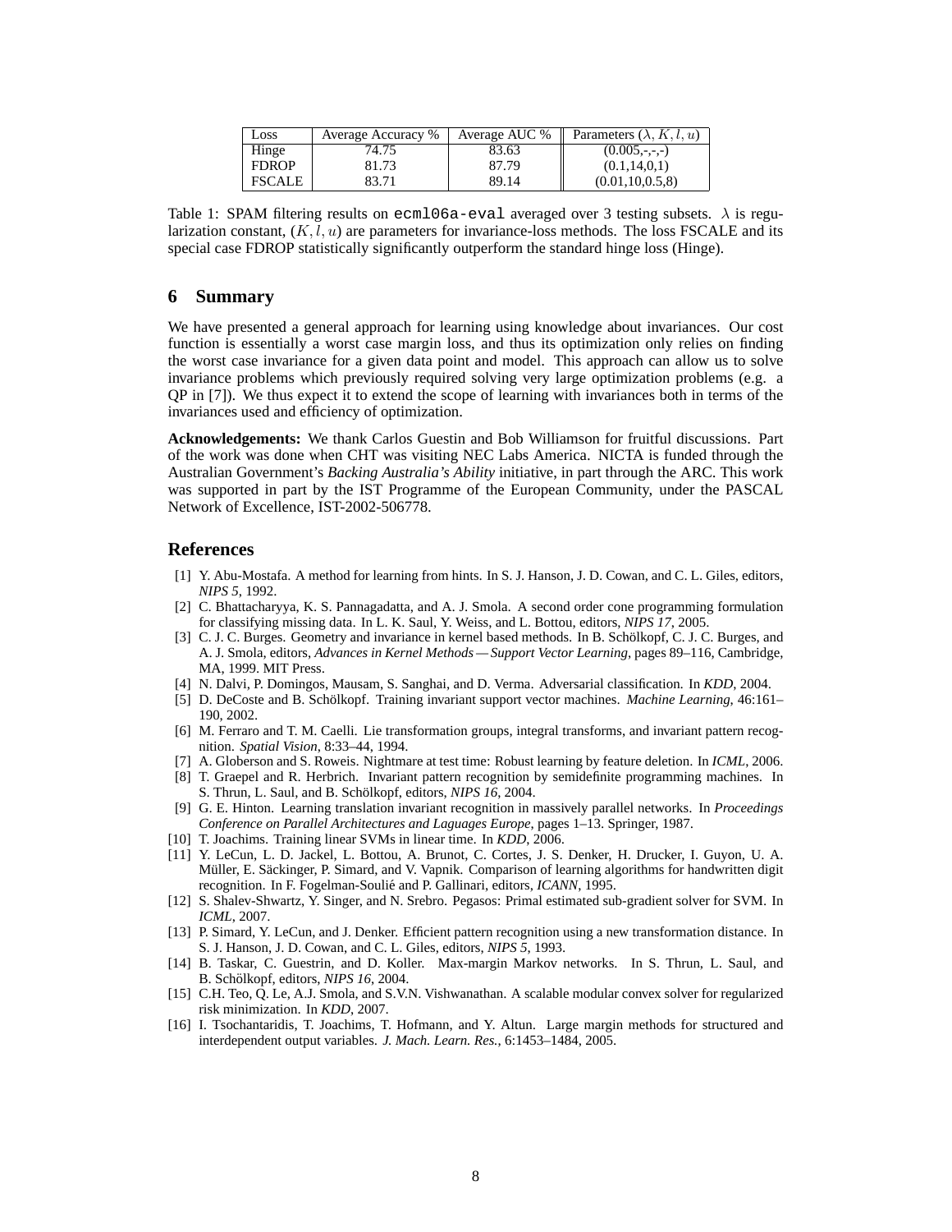| Loss | Average Accuracy % | Average AUC % | Parameters ($\lambda, K, l, u$) |
|---|---|---|---|
| Hinge | 74.75 | 83.63 | (0.005,-,-,-) |
| FDROP | 81.73 | 87.79 | (0.1,14,0,1) |
| FSCALE | 83.71 | 89.14 | (0.01,10,0.5,8) |

Table 1: SPAM filtering results on `ecml06a-eval` averaged over 3 testing subsets. $\lambda$ is regularization constant, $(K, l, u)$ are parameters for invariance-loss methods. The loss FSCALE and its special case FDROP statistically significantly outperform the standard hinge loss (Hinge).

## 6 Summary

We have presented a general approach for learning using knowledge about invariances. Our cost function is essentially a worst case margin loss, and thus its optimization only relies on finding the worst case invariance for a given data point and model. This approach can allow us to solve invariance problems which previously required solving very large optimization problems (e.g. a QP in [7]). We thus expect it to extend the scope of learning with invariances both in terms of the invariances used and efficiency of optimization.

**Acknowledgements:** We thank Carlos Guestin and Bob Williamson for fruitful discussions. Part of the work was done when CHT was visiting NEC Labs America. NICTA is funded through the Australian Government's *Backing Australia's Ability* initiative, in part through the ARC. This work was supported in part by the IST Programme of the European Community, under the PASCAL Network of Excellence, IST-2002-506778.

## References

[1] Y. Abu-Mostafa. A method for learning from hints. In S. J. Hanson, J. D. Cowan, and C. L. Giles, editors, *NIPS 5*, 1992.

[2] C. Bhattacharyya, K. S. Pannagadatta, and A. J. Smola. A second order cone programming formulation for classifying missing data. In L. K. Saul, Y. Weiss, and L. Bottou, editors, *NIPS 17*, 2005.

[3] C. J. C. Burges. Geometry and invariance in kernel based methods. In B. Schölkopf, C. J. C. Burges, and A. J. Smola, editors, *Advances in Kernel Methods — Support Vector Learning*, pages 89–116, Cambridge, MA, 1999. MIT Press.

[4] N. Dalvi, P. Domingos, Mausam, S. Sanghai, and D. Verma. Adversarial classification. In *KDD*, 2004.

[5] D. DeCoste and B. Schölkopf. Training invariant support vector machines. *Machine Learning*, 46:161–190, 2002.

[6] M. Ferraro and T. M. Caelli. Lie transformation groups, integral transforms, and invariant pattern recognition. *Spatial Vision*, 8:33–44, 1994.

[7] A. Globerson and S. Roweis. Nightmare at test time: Robust learning by feature deletion. In *ICML*, 2006.

[8] T. Graepel and R. Herbrich. Invariant pattern recognition by semidefinite programming machines. In S. Thrun, L. Saul, and B. Schölkopf, editors, *NIPS 16*, 2004.

[9] G. E. Hinton. Learning translation invariant recognition in massively parallel networks. In *Proceedings Conference on Parallel Architectures and Laguages Europe*, pages 1–13. Springer, 1987.

[10] T. Joachims. Training linear SVMs in linear time. In *KDD*, 2006.

[11] Y. LeCun, L. D. Jackel, L. Bottou, A. Brunot, C. Cortes, J. S. Denker, H. Drucker, I. Guyon, U. A. Müller, E. Säckinger, P. Simard, and V. Vapnik. Comparison of learning algorithms for handwritten digit recognition. In F. Fogelman-Soulié and P. Gallinari, editors, *ICANN*, 1995.

[12] S. Shalev-Shwartz, Y. Singer, and N. Srebro. Pegasos: Primal estimated sub-gradient solver for SVM. In *ICML*, 2007.

[13] P. Simard, Y. LeCun, and J. Denker. Efficient pattern recognition using a new transformation distance. In S. J. Hanson, J. D. Cowan, and C. L. Giles, editors, *NIPS 5*, 1993.

[14] B. Taskar, C. Guestrin, and D. Koller. Max-margin Markov networks. In S. Thrun, L. Saul, and B. Schölkopf, editors, *NIPS 16*, 2004.

[15] C.H. Teo, Q. Le, A.J. Smola, and S.V.N. Vishwanathan. A scalable modular convex solver for regularized risk minimization. In *KDD*, 2007.

[16] I. Tsochantaridis, T. Joachims, T. Hofmann, and Y. Altun. Large margin methods for structured and interdependent output variables. *J. Mach. Learn. Res.*, 6:1453–1484, 2005.